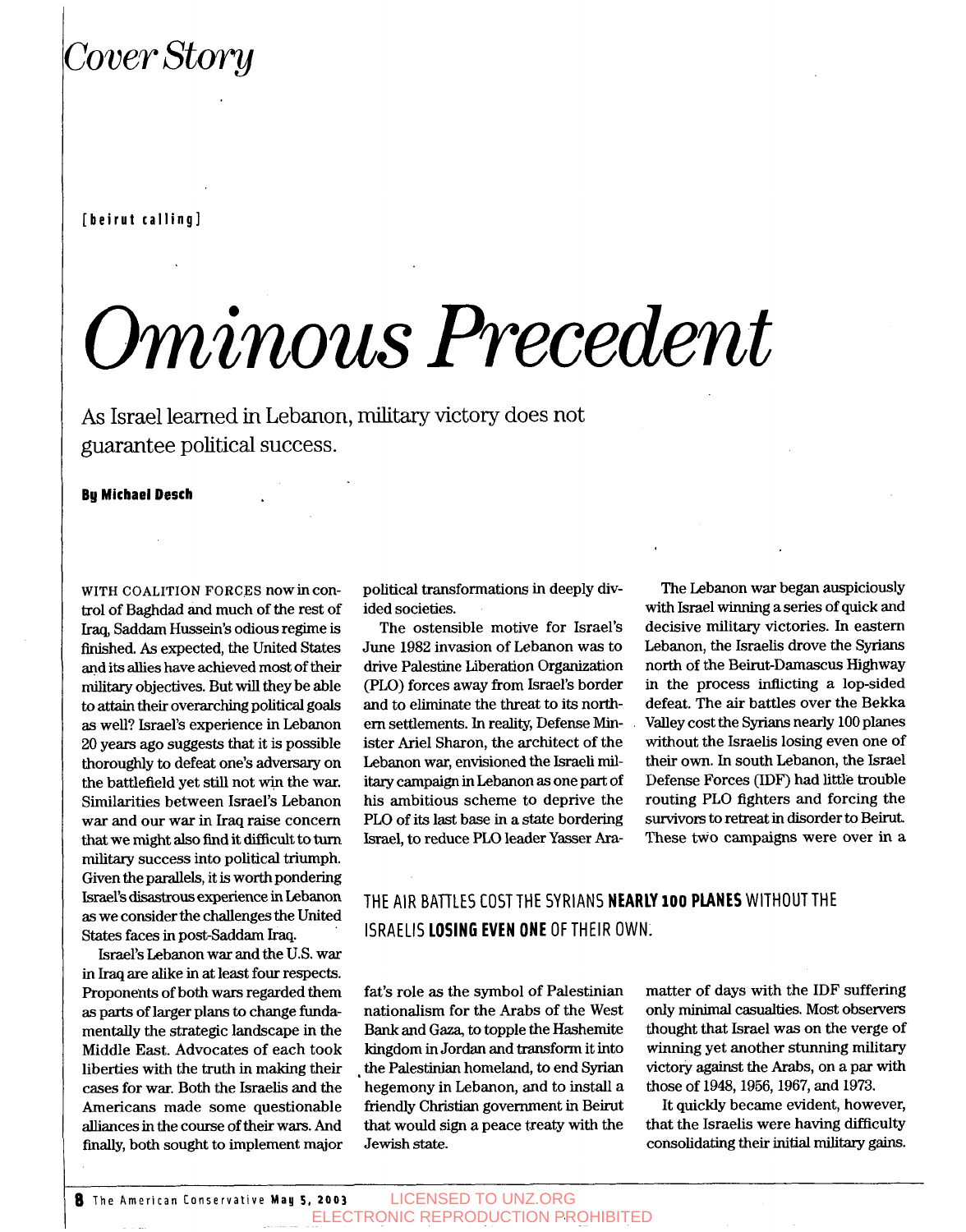*Cover Story*

**[beirut calling]**

# *Ominous Precedent*

As Israel learned in Lebanon, military victory does not guarantee political success.

**By Michael Desch**

WITH COALITION FORCES now in control of Baghdad and much of the rest of Iraq, Saddam Hussein's odious regime is finished. As expected, the United States and its allies have achieved most of their military objectives. But will they be able to attain their overarching political goals as well? Israel's experience in Lebanon 20 years ago suggests that it is possible thoroughly to defeat one's adversary on the battlefield yet still not win the war. Similarities between Israel's Lebanon war and our war in Iraq raise concern that we might also find it difficult to turn military success into political triumph. Given the parallels, it is worth pondering Israel's disastrous experience in Lebanon as we consider the challenges the United States faces in post-Saddam Iraq.

Israel's Lebanon war and the U.S. war in Iraq are alike in at least four respects. Proponents of both wars regarded them as parts of larger plans to change fundamentally the strategic landscape in the Middle East. Advocates of each took liberties with the truth in making their cases for war. Both the Israelis and the Americans made some questionable alliances in the course of their wars. And finally, both sought to implement major political transformations in deeply divided societies.

The ostensible motive for Israel's June 1982 invasion of Lebanon was to drive Palestine Liberation Organization (PLO) forces away from Israel's border and to eliminate the threat to its northern settlements. In reality, Defense Minister Ariel Sharon, the architect of the Lebanon war, envisioned the Israeli military campaign in Lebanon as one part of his ambitious scheme to deprive the PLO of its last base in a state bordering Israel, to reduce PLO leader Yasser Arafat's role as the symbol of Palestinian nationalism for the Arabs of the West Bank and Gaza, to topple the Hashemite kingdom in Jordan and transform it into the Palestinian homeland, to end Syrian hegemony in Lebanon, and to install a friendly Christian government in Beirut that would sign a peace treaty with the Jewish state.

The Lebanon war began auspiciously with Israel winning a series of quick and decisive military victories. In eastern Lebanon, the Israelis drove the Syrians north of the Beirut-Damascus Highway in the process inflicting a lop-sided defeat. The air battles over the Bekka Valley cost the Syrians nearly 100 planes without the Israelis losing even one of their own. In south Lebanon, the Israel Defense Forces (IDF) had little trouble routing PLO fighters and forcing the survivors to retreat in disorder to Beirut. These two campaigns were over in a matter of days with the IDF suffering only minimal casualties. Most observers thought that Israel was on the verge of winning yet another stunning military victory against the Arabs, on a par with those of 1948, 1956, 1967, and 1973.

> THE AIR BATTLES COST THE SYRIANS **NEARLY 100 PLANES** WITHOUT THE ISRAELIS **LOSING EVEN ONE** OF THEIR OWN.

It quickly became evident, however, that the Israelis were having difficulty consolidating their initial military gains.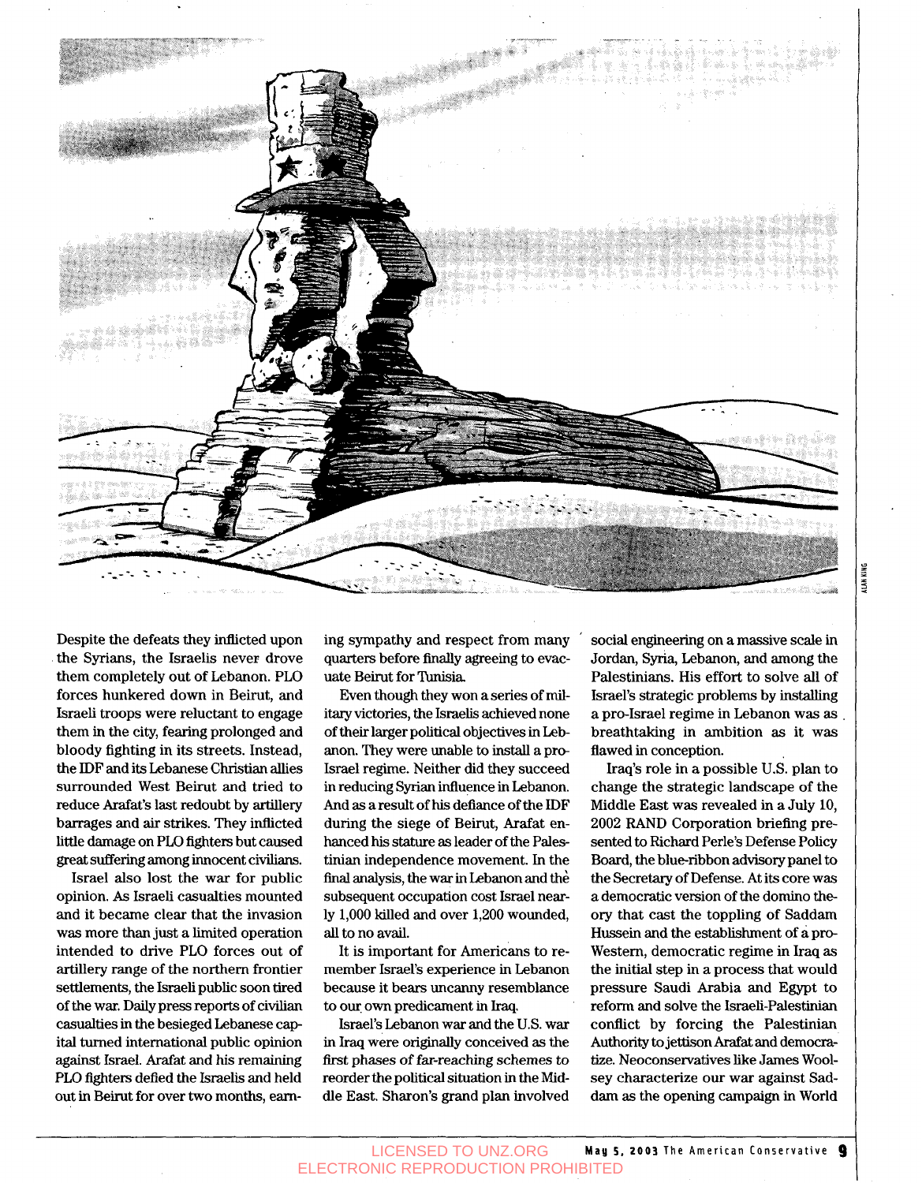Despite the defeats they inflicted upon the Syrians, the Israelis never drove them completely out of Lebanon. PLO forces hunkered down in Beirut, and Israeli troops were reluctant to engage them in the city, fearing prolonged and bloody fighting in its streets. Instead, the IDF and its Lebanese Christian allies surrounded West Beirut and tried to reduce Arafat's last redoubt by artillery barrages and air strikes. They inflicted little damage on PLO fighters but caused great suffering among innocent civilians.

Israel also lost the war for public opinion. As Israeli casualties mounted and it became clear that the invasion was more than just a limited operation intended to drive PLO forces out of artillery range of the northern frontier settlements, the Israeli public soon tired of the war. Daily press reports of civilian casualties in the besieged Lebanese capital turned international public opinion against Israel. Arafat and his remaining PLO fighters defied the Israelis and held out in Beirut for over two months, earning sympathy and respect from many quarters before finally agreeing to evacuate Beirut for Tunisia.

Even though they won a series of military victories, the Israelis achieved none of their larger political objectives in Lebanon. They were unable to install a pro-Israel regime. Neither did they succeed in reducing Syrian influence in Lebanon. And as a result of his defiance of the IDF during the siege of Beirut, Arafat enhanced his stature as leader of the Palestinian independence movement. In the final analysis, the war in Lebanon and the subsequent occupation cost Israel nearly 1,000 killed and over 1,200 wounded, all to no avail.

It is important for Americans to remember Israel's experience in Lebanon because it bears uncanny resemblance to our own predicament in Iraq.

Israel's Lebanon war and the U.S. war in Iraq were originally conceived as the first phases of far-reaching schemes to reorder the political situation in the Middle East. Sharon's grand plan involved social engineering on a massive scale in Jordan, Syria, Lebanon, and among the Palestinians. His effort to solve all of Israel's strategic problems by installing a pro-Israel regime in Lebanon was as breathtaking in ambition as it was flawed in conception.

Iraq's role in a possible U.S. plan to change the strategic landscape of the Middle East was revealed in a July 10, 2002 RAND Corporation briefing presented to Richard Perle's Defense Policy Board, the blue-ribbon advisory panel to the Secretary of Defense. At its core was a democratic version of the domino theory that cast the toppling of Saddam Hussein and the establishment of a pro-Western, democratic regime in Iraq as the initial step in a process that would pressure Saudi Arabia and Egypt to reform and solve the Israeli-Palestinian conflict by forcing the Palestinian Authority to jettison Arafat and democratize. Neoconservatives like James Woolsey characterize our war against Saddam as the opening campaign in World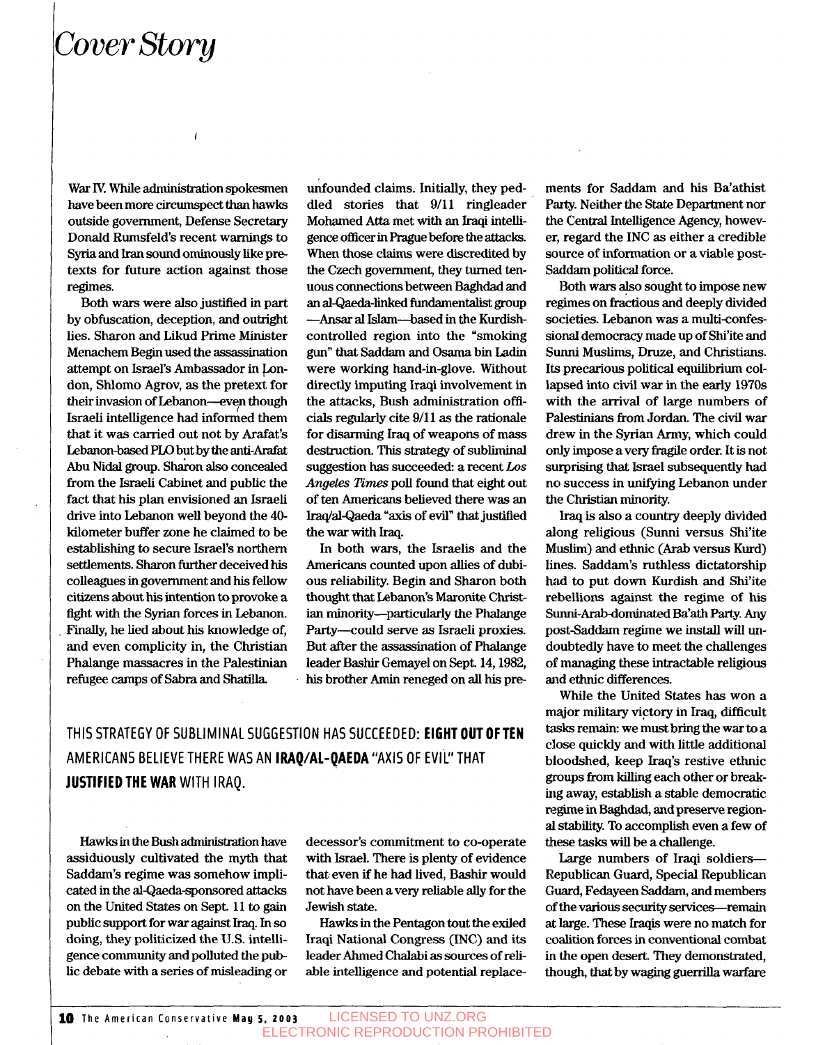War IV. While administration spokesmen have been more circumspect than hawks outside government, Defense Secretary Donald Rumsfeld's recent warnings to Syria and Iran sound ominously like pretexts for future action against those regimes.

Both wars were also justified in part by obfuscation, deception, and outright lies. Sharon and Likud Prime Minister Menachem Begin used the assassination attempt on Israel's Ambassador in London, Shlomo Agrov, as the pretext for their invasion of Lebanon—even though Israeli intelligence had informed them that it was carried out not by Arafat's Lebanon-based PLO but by the anti-Arafat Abu Nidal group. Sharon also concealed from the Israeli Cabinet and public the fact that his plan envisioned an Israeli drive into Lebanon well beyond the 40-kilometer buffer zone he claimed to be establishing to secure Israel's northern settlements. Sharon further deceived his colleagues in government and his fellow citizens about his intention to provoke a fight with the Syrian forces in Lebanon. Finally, he lied about his knowledge of, and even complicity in, the Christian Phalange massacres in the Palestinian refugee camps of Sabra and Shatilla.

Hawks in the Bush administration have assiduously cultivated the myth that Saddam's regime was somehow implicated in the al-Qaeda-sponsored attacks on the United States on Sept. 11 to gain public support for war against Iraq. In so doing, they politicized the U.S. intelligence community and polluted the public debate with a series of misleading or unfounded claims. Initially, they peddled stories that 9/11 ringleader Mohamed Atta met with an Iraqi intelligence officer in Prague before the attacks. When those claims were discredited by the Czech government, they turned tenuous connections between Baghdad and an al-Qaeda-linked fundamentalist group—Ansar al Islam—based in the Kurdish-controlled region into the "smoking gun" that Saddam and Osama bin Ladin were working hand-in-glove. Without directly imputing Iraqi involvement in the attacks, Bush administration officials regularly cite 9/11 as the rationale for disarming Iraq of weapons of mass destruction. This strategy of subliminal suggestion has succeeded: a recent *Los Angeles Times* poll found that eight out of ten Americans believed there was an Iraq/al-Qaeda "axis of evil" that justified the war with Iraq.

THIS STRATEGY OF SUBLIMINAL SUGGESTION HAS SUCCEEDED: **EIGHT OUT OF TEN** AMERICANS BELIEVE THERE WAS AN **IRAQ/AL-QAEDA** "AXIS OF EVIL" THAT **JUSTIFIED THE WAR** WITH IRAQ.

In both wars, the Israelis and the Americans counted upon allies of dubious reliability. Begin and Sharon both thought that Lebanon's Maronite Christian minority—particularly the Phalange Party—could serve as Israeli proxies. But after the assassination of Phalange leader Bashir Gemayel on Sept. 14, 1982, his brother Amin reneged on all his predecessor's commitment to co-operate with Israel. There is plenty of evidence that even if he had lived, Bashir would not have been a very reliable ally for the Jewish state.

Hawks in the Pentagon tout the exiled Iraqi National Congress (INC) and its leader Ahmed Chalabi as sources of reliable intelligence and potential replacements for Saddam and his Ba'athist Party. Neither the State Department nor the Central Intelligence Agency, however, regard the INC as either a credible source of information or a viable post-Saddam political force.

Both wars also sought to impose new regimes on fractious and deeply divided societies. Lebanon was a multi-confessional democracy made up of Shi'ite and Sunni Muslims, Druze, and Christians. Its precarious political equilibrium collapsed into civil war in the early 1970s with the arrival of large numbers of Palestinians from Jordan. The civil war drew in the Syrian Army, which could only impose a very fragile order. It is not surprising that Israel subsequently had no success in unifying Lebanon under the Christian minority.

Iraq is also a country deeply divided along religious (Sunni versus Shi'ite Muslim) and ethnic (Arab versus Kurd) lines. Saddam's ruthless dictatorship had to put down Kurdish and Shi'ite rebellions against the regime of his Sunni-Arab-dominated Ba'ath Party. Any post-Saddam regime we install will undoubtedly have to meet the challenges of managing these intractable religious and ethnic differences.

While the United States has won a major military victory in Iraq, difficult tasks remain: we must bring the war to a close quickly and with little additional bloodshed, keep Iraq's restive ethnic groups from killing each other or breaking away, establish a stable democratic regime in Baghdad, and preserve regional stability. To accomplish even a few of these tasks will be a challenge.

Large numbers of Iraqi soldiers—Republican Guard, Special Republican Guard, Fedayeen Saddam, and members of the various security services—remain at large. These Iraqis were no match for coalition forces in conventional combat in the open desert. They demonstrated, though, that by waging guerrilla warfare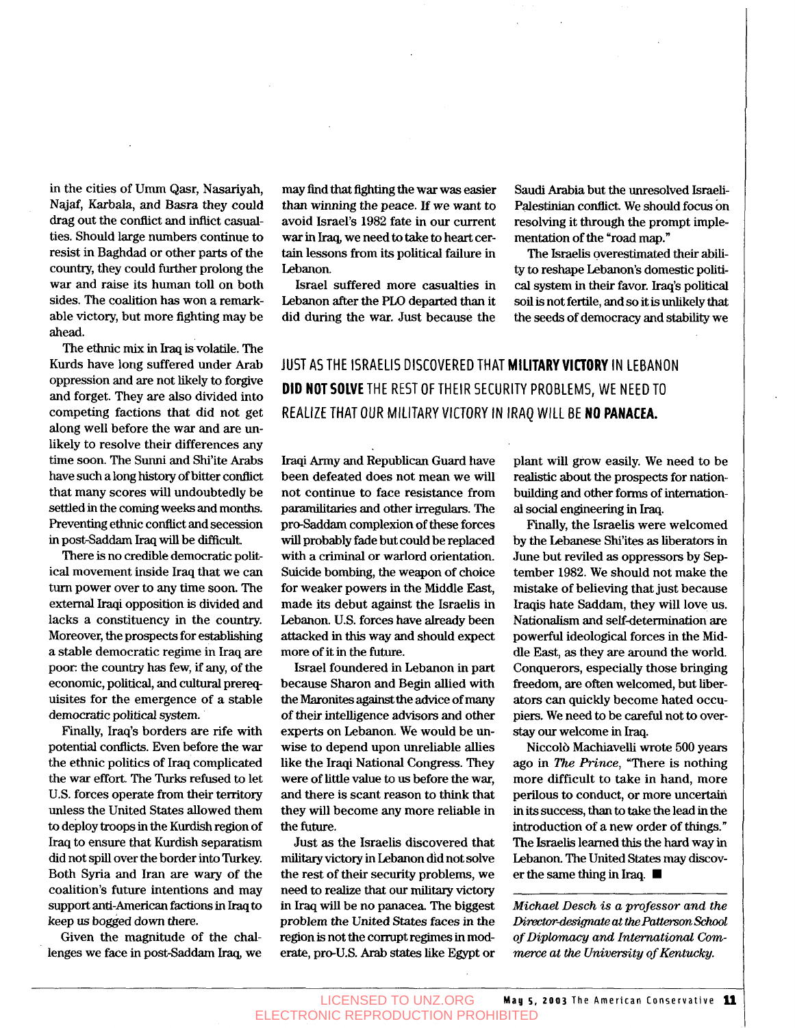in the cities of Umm Qasr, Nasariyah, Najaf, Karbala, and Basra they could drag out the conflict and inflict casualties. Should large numbers continue to resist in Baghdad or other parts of the country, they could further prolong the war and raise its human toll on both sides. The coalition has won a remarkable victory, but more fighting may be ahead.

The ethnic mix in Iraq is volatile. The Kurds have long suffered under Arab oppression and are not likely to forgive and forget. They are also divided into competing factions that did not get along well before the war and are unlikely to resolve their differences any time soon. The Sunni and Shi'ite Arabs have such a long history of bitter conflict that many scores will undoubtedly be settled in the coming weeks and months. Preventing ethnic conflict and secession in post-Saddam Iraq will be difficult.

There is no credible democratic political movement inside Iraq that we can turn power over to any time soon. The external Iraqi opposition is divided and lacks a constituency in the country. Moreover, the prospects for establishing a stable democratic regime in Iraq are poor: the country has few, if any, of the economic, political, and cultural prerequisites for the emergence of a stable democratic political system.

Finally, Iraq's borders are rife with potential conflicts. Even before the war the ethnic politics of Iraq complicated the war effort. The Turks refused to let U.S. forces operate from their territory unless the United States allowed them to deploy troops in the Kurdish region of Iraq to ensure that Kurdish separatism did not spill over the border into Turkey. Both Syria and Iran are wary of the coalition's future intentions and may support anti-American factions in Iraq to keep us bogged down there.

Given the magnitude of the challenges we face in post-Saddam Iraq, we may find that fighting the war was easier than winning the peace. If we want to avoid Israel's 1982 fate in our current war in Iraq, we need to take to heart certain lessons from its political failure in Lebanon.

Israel suffered more casualties in Lebanon after the PLO departed than it did during the war. Just because the Iraqi Army and Republican Guard have been defeated does not mean we will not continue to face resistance from paramilitaries and other irregulars. The pro-Saddam complexion of these forces will probably fade but could be replaced with a criminal or warlord orientation. Suicide bombing, the weapon of choice for weaker powers in the Middle East, made its debut against the Israelis in Lebanon. U.S. forces have already been attacked in this way and should expect more of it in the future.

Israel foundered in Lebanon in part because Sharon and Begin allied with the Maronites against the advice of many of their intelligence advisors and other experts on Lebanon. We would be unwise to depend upon unreliable allies like the Iraqi National Congress. They were of little value to us before the war, and there is scant reason to think that they will become any more reliable in the future.

Just as the Israelis discovered that military victory in Lebanon did not solve the rest of their security problems, we need to realize that our military victory in Iraq will be no panacea. The biggest problem the United States faces in the region is not the corrupt regimes in moderate, pro-U.S. Arab states like Egypt or Saudi Arabia but the unresolved Israeli-Palestinian conflict. We should focus on resolving it through the prompt implementation of the "road map."

The Israelis overestimated their ability to reshape Lebanon's domestic political system in their favor. Iraq's political soil is not fertile, and so it is unlikely that the seeds of democracy and stability we plant will grow easily. We need to be realistic about the prospects for nation-building and other forms of international social engineering in Iraq.

Finally, the Israelis were welcomed by the Lebanese Shi'ites as liberators in June but reviled as oppressors by September 1982. We should not make the mistake of believing that just because Iraqis hate Saddam, they will love us. Nationalism and self-determination are powerful ideological forces in the Middle East, as they are around the world. Conquerors, especially those bringing freedom, are often welcomed, but liberators can quickly become hated occupiers. We need to be careful not to overstay our welcome in Iraq.

Niccolò Machiavelli wrote 500 years ago in *The Prince*, "There is nothing more difficult to take in hand, more perilous to conduct, or more uncertain in its success, than to take the lead in the introduction of a new order of things." The Israelis learned this the hard way in Lebanon. The United States may discover the same thing in Iraq. ■

> JUST AS THE ISRAELIS DISCOVERED THAT **MILITARY VICTORY** IN LEBANON **DID NOT SOLVE** THE REST OF THEIR SECURITY PROBLEMS, WE NEED TO REALIZE THAT OUR MILITARY VICTORY IN IRAQ WILL BE **NO PANACEA.**

---

*Michael Desch is a professor and the Director-designate at the Patterson School of Diplomacy and International Commerce at the University of Kentucky.*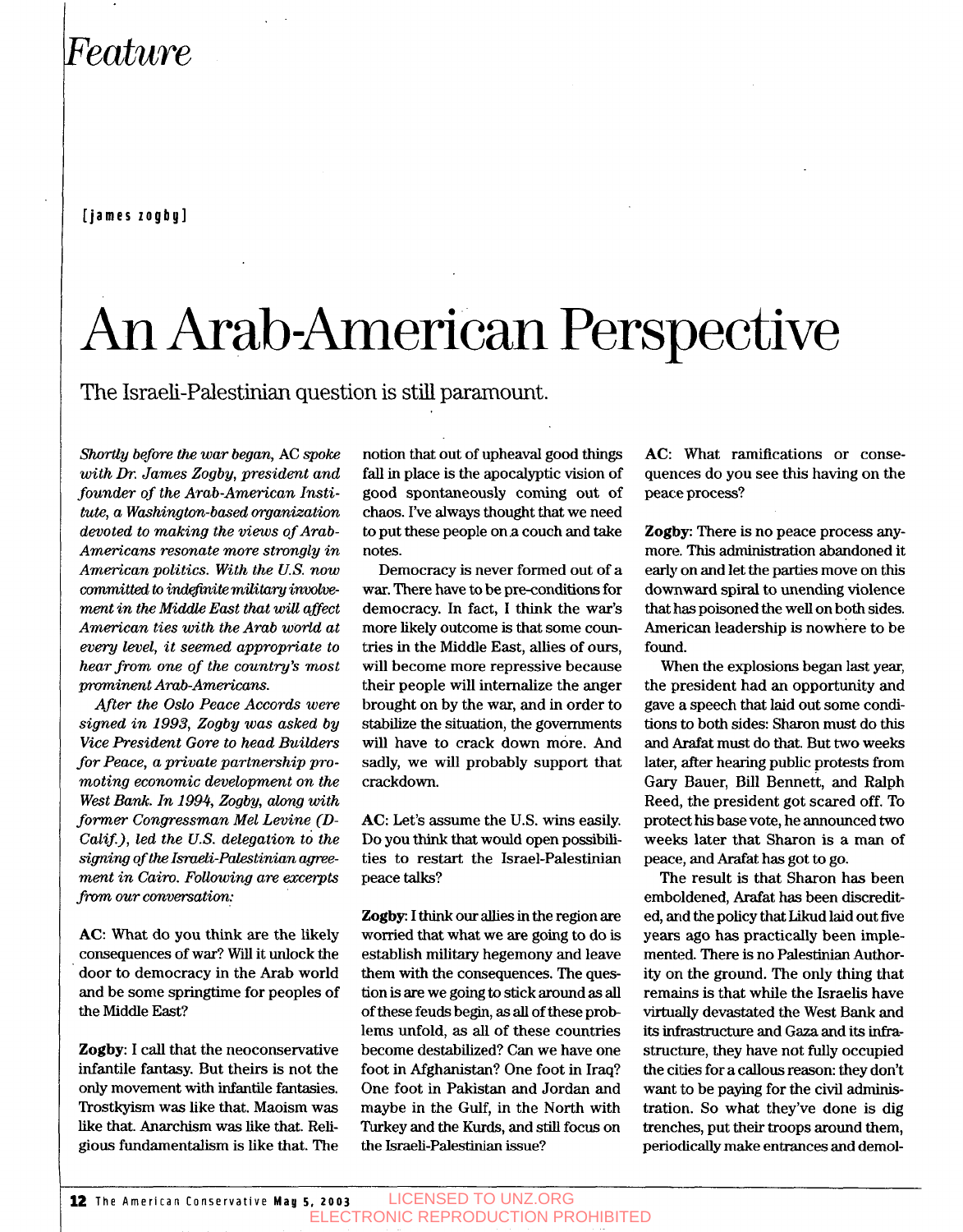*Feature*

**[james zogby]**

# An Arab-American Perspective

The Israeli-Palestinian question is still paramount.

*Shortly before the war began,* AC *spoke with Dr. James Zogby, president and founder of the Arab-American Institute, a Washington-based organization devoted to making the views of Arab-Americans resonate more strongly in American politics. With the U.S. now committed to indefinite military involvement in the Middle East that will affect American ties with the Arab world at every level, it seemed appropriate to hear from one of the country's most prominent Arab-Americans.*

*After the Oslo Peace Accords were signed in 1993, Zogby was asked by Vice President Gore to head Builders for Peace, a private partnership promoting economic development on the West Bank. In 1994, Zogby, along with former Congressman Mel Levine (D-Calif.), led the U.S. delegation to the signing of the Israeli-Palestinian agreement in Cairo. Following are excerpts from our conversation:*

**AC**: What do you think are the likely consequences of war? Will it unlock the door to democracy in the Arab world and be some springtime for peoples of the Middle East?

**Zogby**: I call that the neoconservative infantile fantasy. But theirs is not the only movement with infantile fantasies. Trostkyism was like that. Maoism was like that. Anarchism was like that. Religious fundamentalism is like that. The notion that out of upheaval good things fall in place is the apocalyptic vision of good spontaneously coming out of chaos. I've always thought that we need to put these people on a couch and take notes.

Democracy is never formed out of a war. There have to be pre-conditions for democracy. In fact, I think the war's more likely outcome is that some countries in the Middle East, allies of ours, will become more repressive because their people will internalize the anger brought on by the war, and in order to stabilize the situation, the governments will have to crack down more. And sadly, we will probably support that crackdown.

**AC**: Let's assume the U.S. wins easily. Do you think that would open possibilities to restart the Israel-Palestinian peace talks?

**Zogby**: I think our allies in the region are worried that what we are going to do is establish military hegemony and leave them with the consequences. The question is are we going to stick around as all of these feuds begin, as all of these problems unfold, as all of these countries become destabilized? Can we have one foot in Afghanistan? One foot in Iraq? One foot in Pakistan and Jordan and maybe in the Gulf, in the North with Turkey and the Kurds, and still focus on the Israeli-Palestinian issue?

**AC**: What ramifications or consequences do you see this having on the peace process?

**Zogby**: There is no peace process anymore. This administration abandoned it early on and let the parties move on this downward spiral to unending violence that has poisoned the well on both sides. American leadership is nowhere to be found.

When the explosions began last year, the president had an opportunity and gave a speech that laid out some conditions to both sides: Sharon must do this and Arafat must do that. But two weeks later, after hearing public protests from Gary Bauer, Bill Bennett, and Ralph Reed, the president got scared off. To protect his base vote, he announced two weeks later that Sharon is a man of peace, and Arafat has got to go.

The result is that Sharon has been emboldened, Arafat has been discredited, and the policy that Likud laid out five years ago has practically been implemented. There is no Palestinian Authority on the ground. The only thing that remains is that while the Israelis have virtually devastated the West Bank and its infrastructure and Gaza and its infrastructure, they have not fully occupied the cities for a callous reason: they don't want to be paying for the civil administration. So what they've done is dig trenches, put their troops around them, periodically make entrances and demol-